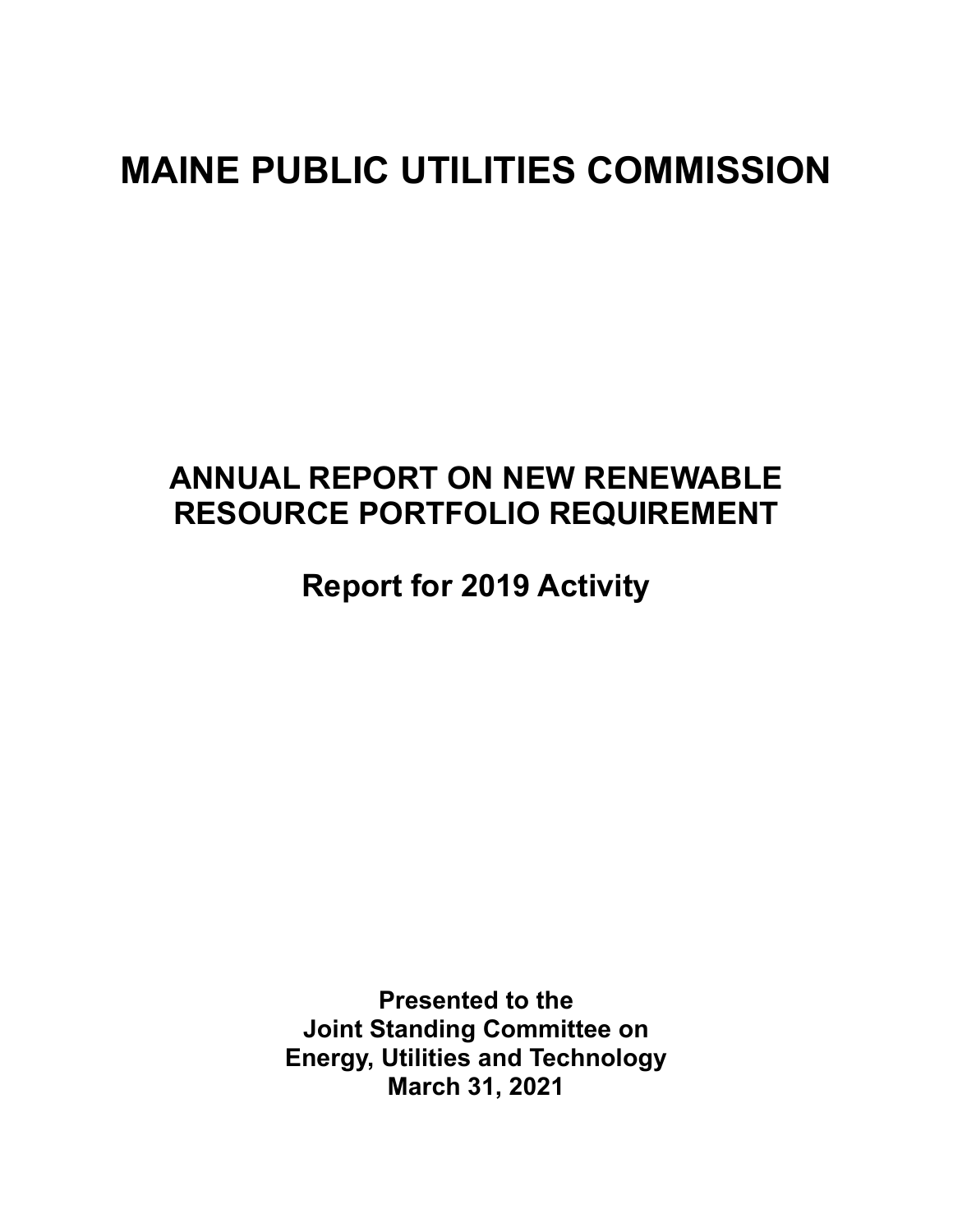# MAINE PUBLIC UTILITIES COMMISSION

## ANNUAL REPORT ON NEW RENEWABLE RESOURCE PORTFOLIO REQUIREMENT

## Report for 2019 Activity

**Presented to the**
**Joint Standing Committee on**
**Energy, Utilities and Technology**
**March 31, 2021**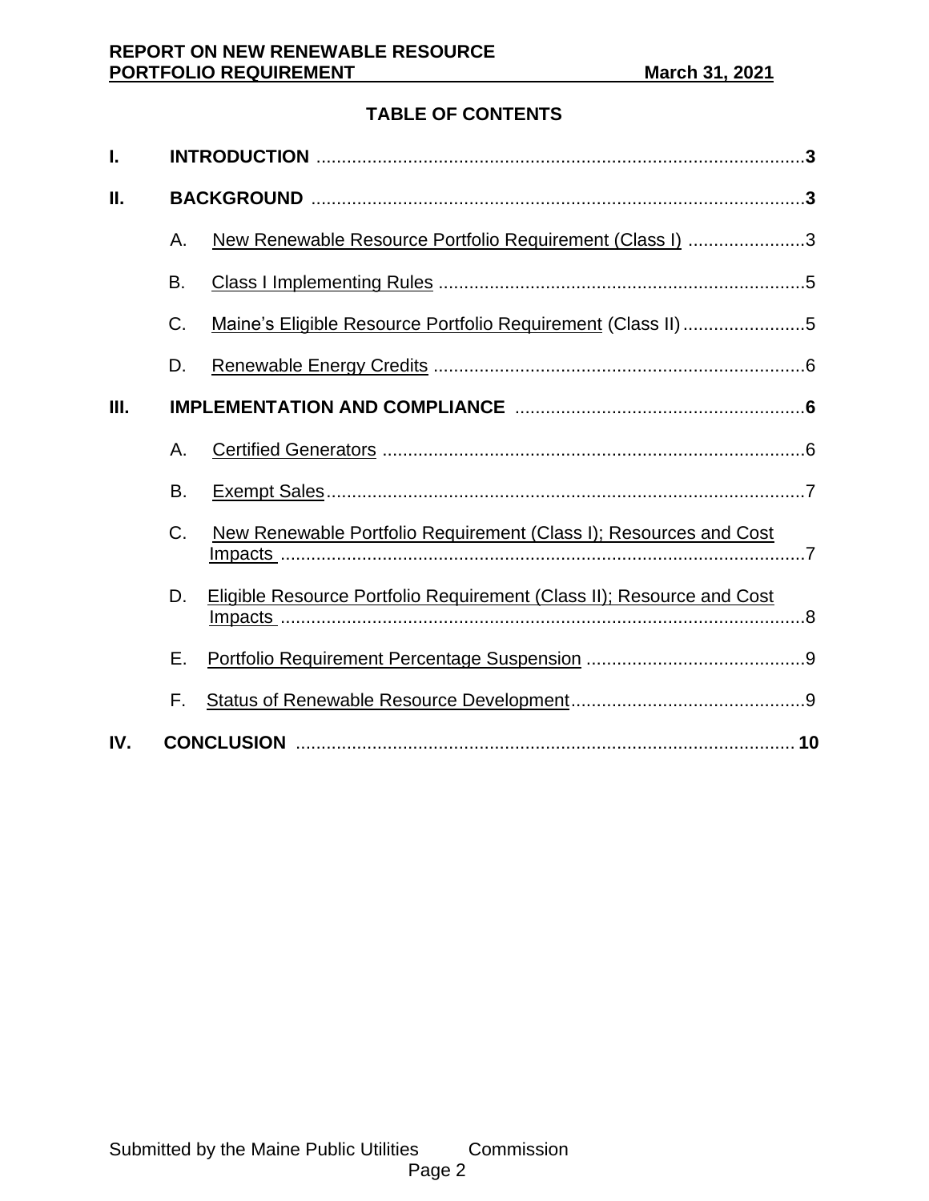## TABLE OF CONTENTS

**I. INTRODUCTION** .......... **3**

**II. BACKGROUND** .......... **3**

- A. New Renewable Resource Portfolio Requirement (Class I) .......... 3
- B. Class I Implementing Rules .......... 5
- C. Maine's Eligible Resource Portfolio Requirement (Class II) .......... 5
- D. Renewable Energy Credits .......... 6

**III. IMPLEMENTATION AND COMPLIANCE** .......... **6**

- A. Certified Generators .......... 6
- B. Exempt Sales .......... 7
- C. New Renewable Portfolio Requirement (Class I); Resources and Cost Impacts .......... 7
- D. Eligible Resource Portfolio Requirement (Class II); Resource and Cost Impacts .......... 8
- E. Portfolio Requirement Percentage Suspension .......... 9
- F. Status of Renewable Resource Development .......... 9

**IV. CONCLUSION** .......... **10**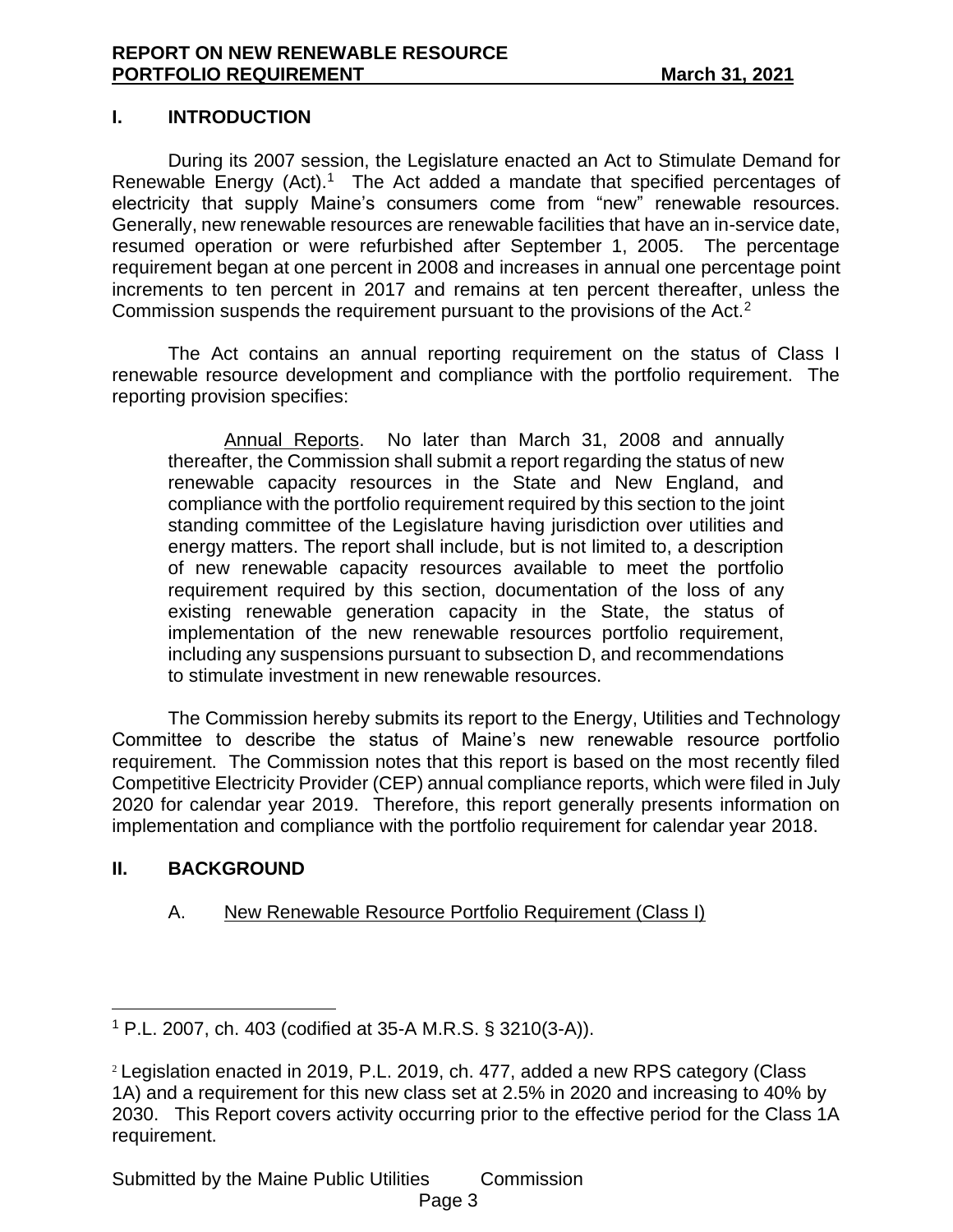## I. INTRODUCTION

During its 2007 session, the Legislature enacted an Act to Stimulate Demand for Renewable Energy (Act).[1] The Act added a mandate that specified percentages of electricity that supply Maine's consumers come from "new" renewable resources. Generally, new renewable resources are renewable facilities that have an in-service date, resumed operation or were refurbished after September 1, 2005. The percentage requirement began at one percent in 2008 and increases in annual one percentage point increments to ten percent in 2017 and remains at ten percent thereafter, unless the Commission suspends the requirement pursuant to the provisions of the Act.[2]

The Act contains an annual reporting requirement on the status of Class I renewable resource development and compliance with the portfolio requirement. The reporting provision specifies:

> Annual Reports. No later than March 31, 2008 and annually thereafter, the Commission shall submit a report regarding the status of new renewable capacity resources in the State and New England, and compliance with the portfolio requirement required by this section to the joint standing committee of the Legislature having jurisdiction over utilities and energy matters. The report shall include, but is not limited to, a description of new renewable capacity resources available to meet the portfolio requirement required by this section, documentation of the loss of any existing renewable generation capacity in the State, the status of implementation of the new renewable resources portfolio requirement, including any suspensions pursuant to subsection D, and recommendations to stimulate investment in new renewable resources.

The Commission hereby submits its report to the Energy, Utilities and Technology Committee to describe the status of Maine's new renewable resource portfolio requirement. The Commission notes that this report is based on the most recently filed Competitive Electricity Provider (CEP) annual compliance reports, which were filed in July 2020 for calendar year 2019. Therefore, this report generally presents information on implementation and compliance with the portfolio requirement for calendar year 2018.

## II. BACKGROUND

### A. New Renewable Resource Portfolio Requirement (Class I)

---

[1] P.L. 2007, ch. 403 (codified at 35-A M.R.S. § 3210(3-A)).

[2] Legislation enacted in 2019, P.L. 2019, ch. 477, added a new RPS category (Class 1A) and a requirement for this new class set at 2.5% in 2020 and increasing to 40% by 2030. This Report covers activity occurring prior to the effective period for the Class 1A requirement.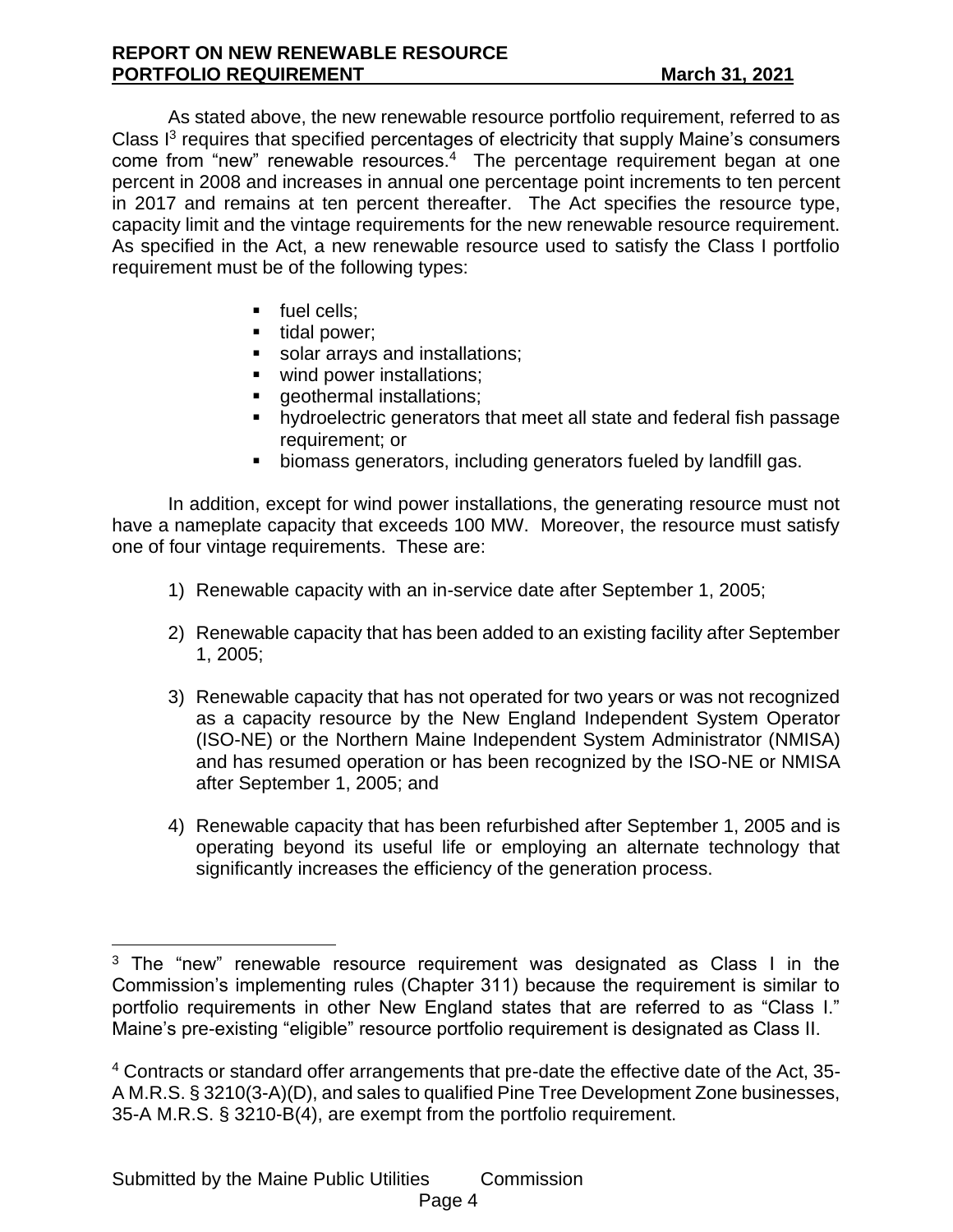As stated above, the new renewable resource portfolio requirement, referred to as Class I[3] requires that specified percentages of electricity that supply Maine's consumers come from "new" renewable resources.[4] The percentage requirement began at one percent in 2008 and increases in annual one percentage point increments to ten percent in 2017 and remains at ten percent thereafter. The Act specifies the resource type, capacity limit and the vintage requirements for the new renewable resource requirement. As specified in the Act, a new renewable resource used to satisfy the Class I portfolio requirement must be of the following types:

- fuel cells;
- tidal power;
- solar arrays and installations;
- wind power installations;
- geothermal installations;
- hydroelectric generators that meet all state and federal fish passage requirement; or
- biomass generators, including generators fueled by landfill gas.

In addition, except for wind power installations, the generating resource must not have a nameplate capacity that exceeds 100 MW. Moreover, the resource must satisfy one of four vintage requirements. These are:

1) Renewable capacity with an in-service date after September 1, 2005;

2) Renewable capacity that has been added to an existing facility after September 1, 2005;

3) Renewable capacity that has not operated for two years or was not recognized as a capacity resource by the New England Independent System Operator (ISO-NE) or the Northern Maine Independent System Administrator (NMISA) and has resumed operation or has been recognized by the ISO-NE or NMISA after September 1, 2005; and

4) Renewable capacity that has been refurbished after September 1, 2005 and is operating beyond its useful life or employing an alternate technology that significantly increases the efficiency of the generation process.

---

[3] The "new" renewable resource requirement was designated as Class I in the Commission's implementing rules (Chapter 311) because the requirement is similar to portfolio requirements in other New England states that are referred to as "Class I." Maine's pre-existing "eligible" resource portfolio requirement is designated as Class II.

[4] Contracts or standard offer arrangements that pre-date the effective date of the Act, 35-A M.R.S. § 3210(3-A)(D), and sales to qualified Pine Tree Development Zone businesses, 35-A M.R.S. § 3210-B(4), are exempt from the portfolio requirement.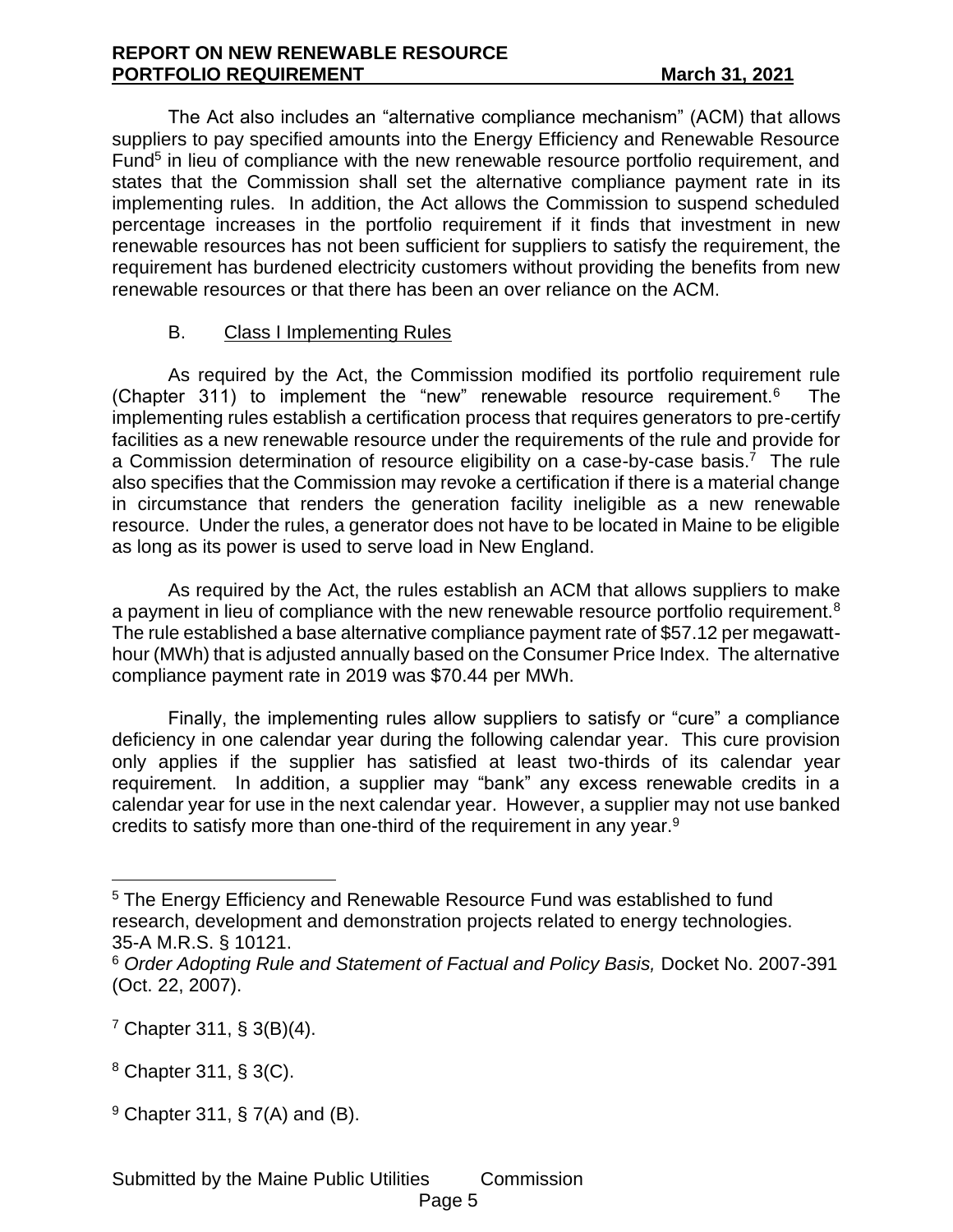The Act also includes an "alternative compliance mechanism" (ACM) that allows suppliers to pay specified amounts into the Energy Efficiency and Renewable Resource Fund[5] in lieu of compliance with the new renewable resource portfolio requirement, and states that the Commission shall set the alternative compliance payment rate in its implementing rules. In addition, the Act allows the Commission to suspend scheduled percentage increases in the portfolio requirement if it finds that investment in new renewable resources has not been sufficient for suppliers to satisfy the requirement, the requirement has burdened electricity customers without providing the benefits from new renewable resources or that there has been an over reliance on the ACM.

### B. Class I Implementing Rules

As required by the Act, the Commission modified its portfolio requirement rule (Chapter 311) to implement the "new" renewable resource requirement.[6] The implementing rules establish a certification process that requires generators to pre-certify facilities as a new renewable resource under the requirements of the rule and provide for a Commission determination of resource eligibility on a case-by-case basis.[7] The rule also specifies that the Commission may revoke a certification if there is a material change in circumstance that renders the generation facility ineligible as a new renewable resource. Under the rules, a generator does not have to be located in Maine to be eligible as long as its power is used to serve load in New England.

As required by the Act, the rules establish an ACM that allows suppliers to make a payment in lieu of compliance with the new renewable resource portfolio requirement.[8] The rule established a base alternative compliance payment rate of $57.12 per megawatt-hour (MWh) that is adjusted annually based on the Consumer Price Index. The alternative compliance payment rate in 2019 was $70.44 per MWh.

Finally, the implementing rules allow suppliers to satisfy or "cure" a compliance deficiency in one calendar year during the following calendar year. This cure provision only applies if the supplier has satisfied at least two-thirds of its calendar year requirement. In addition, a supplier may "bank" any excess renewable credits in a calendar year for use in the next calendar year. However, a supplier may not use banked credits to satisfy more than one-third of the requirement in any year.[9]

---

[5] The Energy Efficiency and Renewable Resource Fund was established to fund research, development and demonstration projects related to energy technologies. 35-A M.R.S. § 10121.

[6] *Order Adopting Rule and Statement of Factual and Policy Basis,* Docket No. 2007-391 (Oct. 22, 2007).

[7] Chapter 311, § 3(B)(4).

[8] Chapter 311, § 3(C).

[9] Chapter 311, § 7(A) and (B).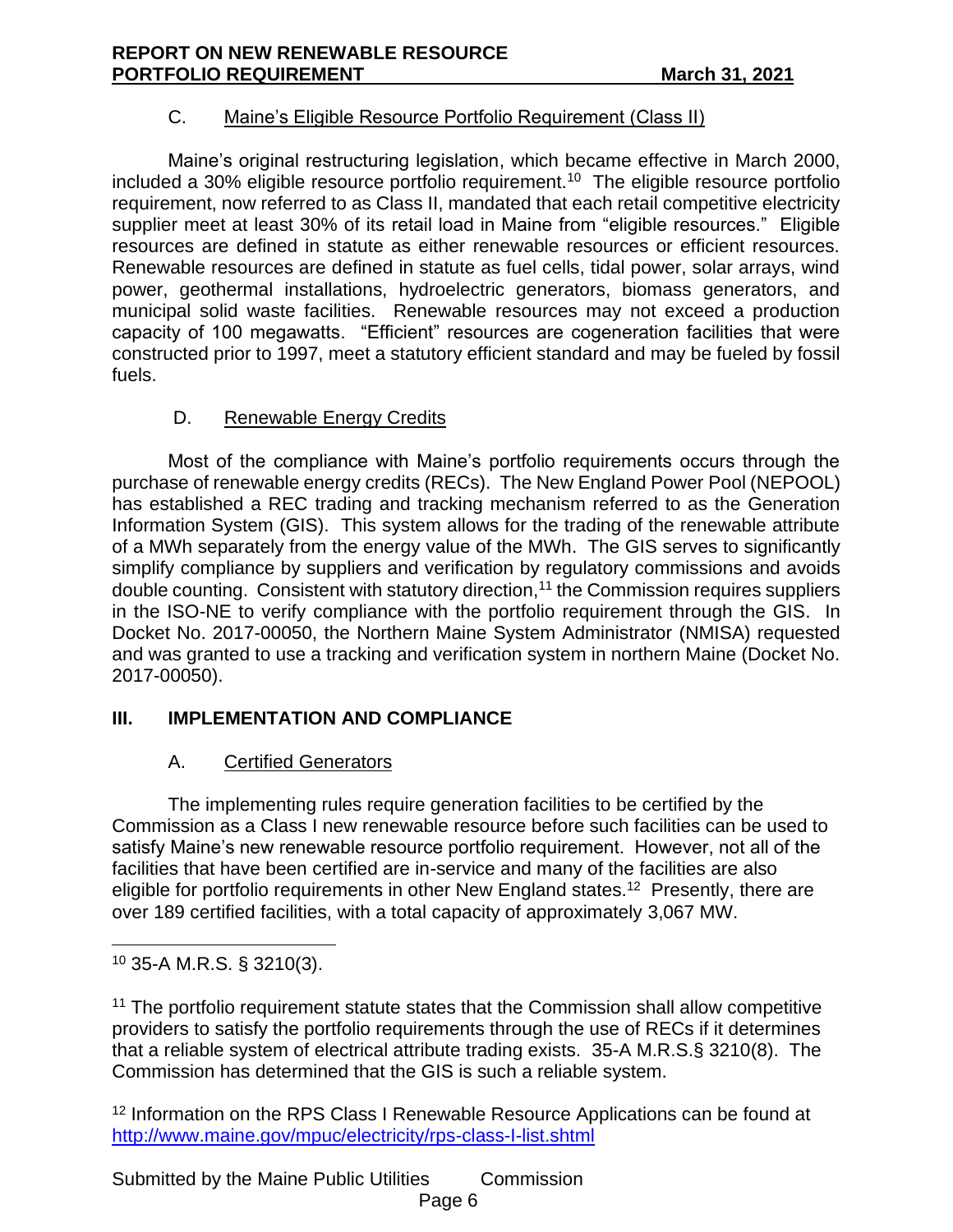### C. Maine's Eligible Resource Portfolio Requirement (Class II)

Maine's original restructuring legislation, which became effective in March 2000, included a 30% eligible resource portfolio requirement.[10] The eligible resource portfolio requirement, now referred to as Class II, mandated that each retail competitive electricity supplier meet at least 30% of its retail load in Maine from "eligible resources." Eligible resources are defined in statute as either renewable resources or efficient resources. Renewable resources are defined in statute as fuel cells, tidal power, solar arrays, wind power, geothermal installations, hydroelectric generators, biomass generators, and municipal solid waste facilities. Renewable resources may not exceed a production capacity of 100 megawatts. "Efficient" resources are cogeneration facilities that were constructed prior to 1997, meet a statutory efficient standard and may be fueled by fossil fuels.

### D. Renewable Energy Credits

Most of the compliance with Maine's portfolio requirements occurs through the purchase of renewable energy credits (RECs). The New England Power Pool (NEPOOL) has established a REC trading and tracking mechanism referred to as the Generation Information System (GIS). This system allows for the trading of the renewable attribute of a MWh separately from the energy value of the MWh. The GIS serves to significantly simplify compliance by suppliers and verification by regulatory commissions and avoids double counting. Consistent with statutory direction,[11] the Commission requires suppliers in the ISO-NE to verify compliance with the portfolio requirement through the GIS. In Docket No. 2017-00050, the Northern Maine System Administrator (NMISA) requested and was granted to use a tracking and verification system in northern Maine (Docket No. 2017-00050).

## III. IMPLEMENTATION AND COMPLIANCE

### A. Certified Generators

The implementing rules require generation facilities to be certified by the Commission as a Class I new renewable resource before such facilities can be used to satisfy Maine's new renewable resource portfolio requirement. However, not all of the facilities that have been certified are in-service and many of the facilities are also eligible for portfolio requirements in other New England states.[12] Presently, there are over 189 certified facilities, with a total capacity of approximately 3,067 MW.

---

[10] 35-A M.R.S. § 3210(3).

[11] The portfolio requirement statute states that the Commission shall allow competitive providers to satisfy the portfolio requirements through the use of RECs if it determines that a reliable system of electrical attribute trading exists. 35-A M.R.S.§ 3210(8). The Commission has determined that the GIS is such a reliable system.

[12] Information on the RPS Class I Renewable Resource Applications can be found at http://www.maine.gov/mpuc/electricity/rps-class-I-list.shtml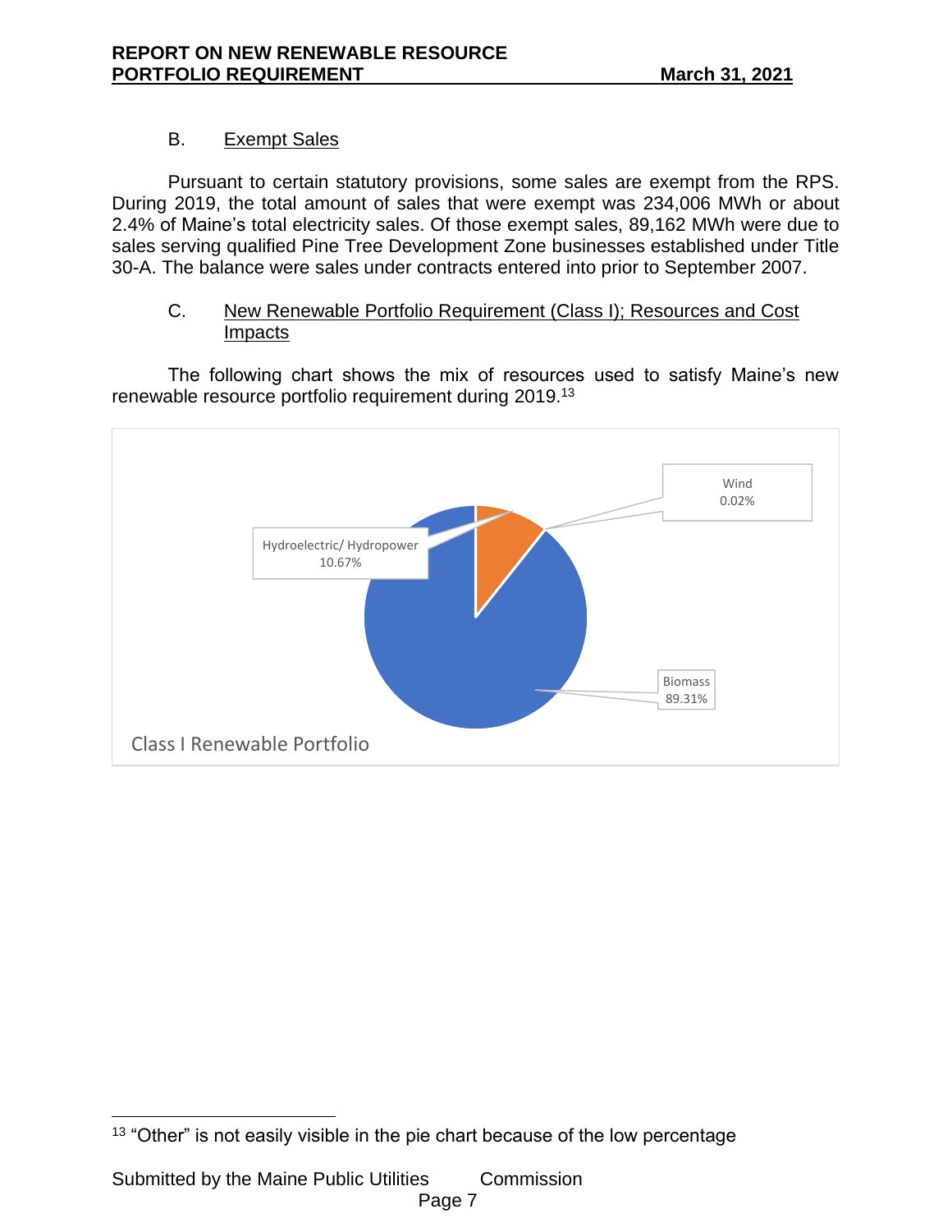### B. Exempt Sales

Pursuant to certain statutory provisions, some sales are exempt from the RPS. During 2019, the total amount of sales that were exempt was 234,006 MWh or about 2.4% of Maine's total electricity sales. Of those exempt sales, 89,162 MWh were due to sales serving qualified Pine Tree Development Zone businesses established under Title 30-A. The balance were sales under contracts entered into prior to September 2007.

### C. New Renewable Portfolio Requirement (Class I); Resources and Cost Impacts

The following chart shows the mix of resources used to satisfy Maine's new renewable resource portfolio requirement during 2019.[13]

Class I Renewable Portfolio

- Wind 0.02%
- Hydroelectric/ Hydropower 10.67%
- Biomass 89.31%

[13] "Other" is not easily visible in the pie chart because of the low percentage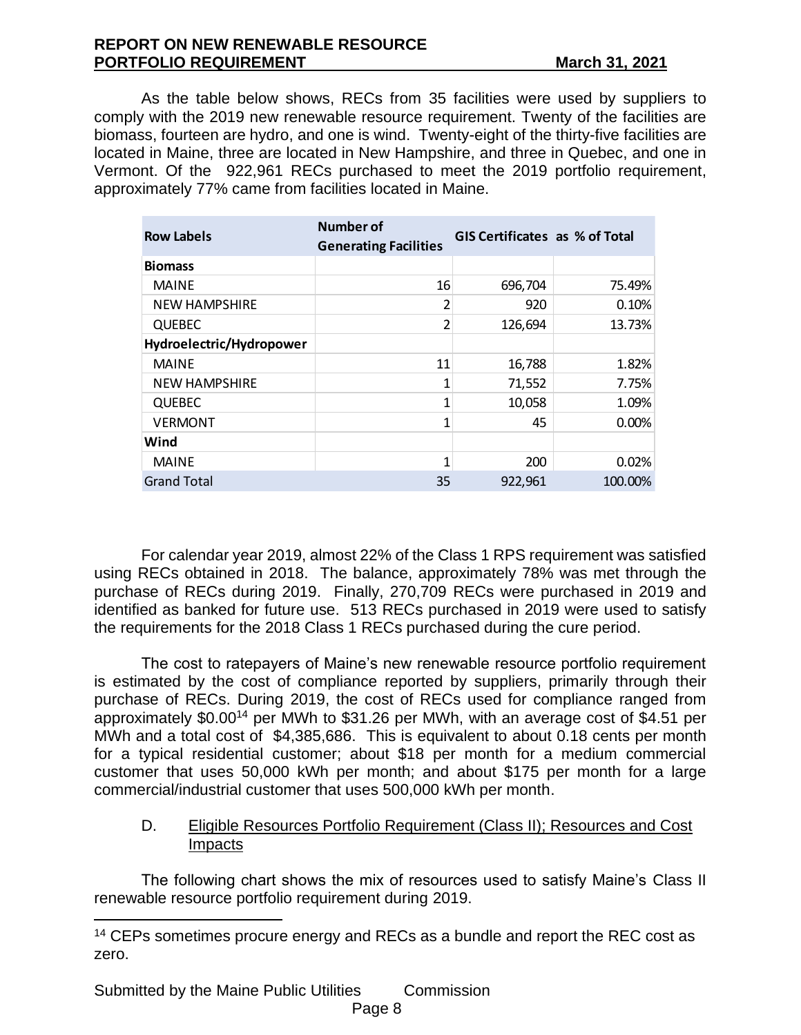As the table below shows, RECs from 35 facilities were used by suppliers to comply with the 2019 new renewable resource requirement. Twenty of the facilities are biomass, fourteen are hydro, and one is wind. Twenty-eight of the thirty-five facilities are located in Maine, three are located in New Hampshire, and three in Quebec, and one in Vermont. Of the 922,961 RECs purchased to meet the 2019 portfolio requirement, approximately 77% came from facilities located in Maine.

| Row Labels | Number of Generating Facilities | GIS Certificates | as % of Total |
|---|---|---|---|
| **Biomass** | | | |
| MAINE | 16 | 696,704 | 75.49% |
| NEW HAMPSHIRE | 2 | 920 | 0.10% |
| QUEBEC | 2 | 126,694 | 13.73% |
| **Hydroelectric/Hydropower** | | | |
| MAINE | 11 | 16,788 | 1.82% |
| NEW HAMPSHIRE | 1 | 71,552 | 7.75% |
| QUEBEC | 1 | 10,058 | 1.09% |
| VERMONT | 1 | 45 | 0.00% |
| **Wind** | | | |
| MAINE | 1 | 200 | 0.02% |
| Grand Total | 35 | 922,961 | 100.00% |

For calendar year 2019, almost 22% of the Class 1 RPS requirement was satisfied using RECs obtained in 2018. The balance, approximately 78% was met through the purchase of RECs during 2019. Finally, 270,709 RECs were purchased in 2019 and identified as banked for future use. 513 RECs purchased in 2019 were used to satisfy the requirements for the 2018 Class 1 RECs purchased during the cure period.

The cost to ratepayers of Maine's new renewable resource portfolio requirement is estimated by the cost of compliance reported by suppliers, primarily through their purchase of RECs. During 2019, the cost of RECs used for compliance ranged from approximately \$0.00[14] per MWh to \$31.26 per MWh, with an average cost of \$4.51 per MWh and a total cost of \$4,385,686. This is equivalent to about 0.18 cents per month for a typical residential customer; about \$18 per month for a medium commercial customer that uses 50,000 kWh per month; and about \$175 per month for a large commercial/industrial customer that uses 500,000 kWh per month.

D. Eligible Resources Portfolio Requirement (Class II); Resources and Cost Impacts

The following chart shows the mix of resources used to satisfy Maine's Class II renewable resource portfolio requirement during 2019.

[14] CEPs sometimes procure energy and RECs as a bundle and report the REC cost as zero.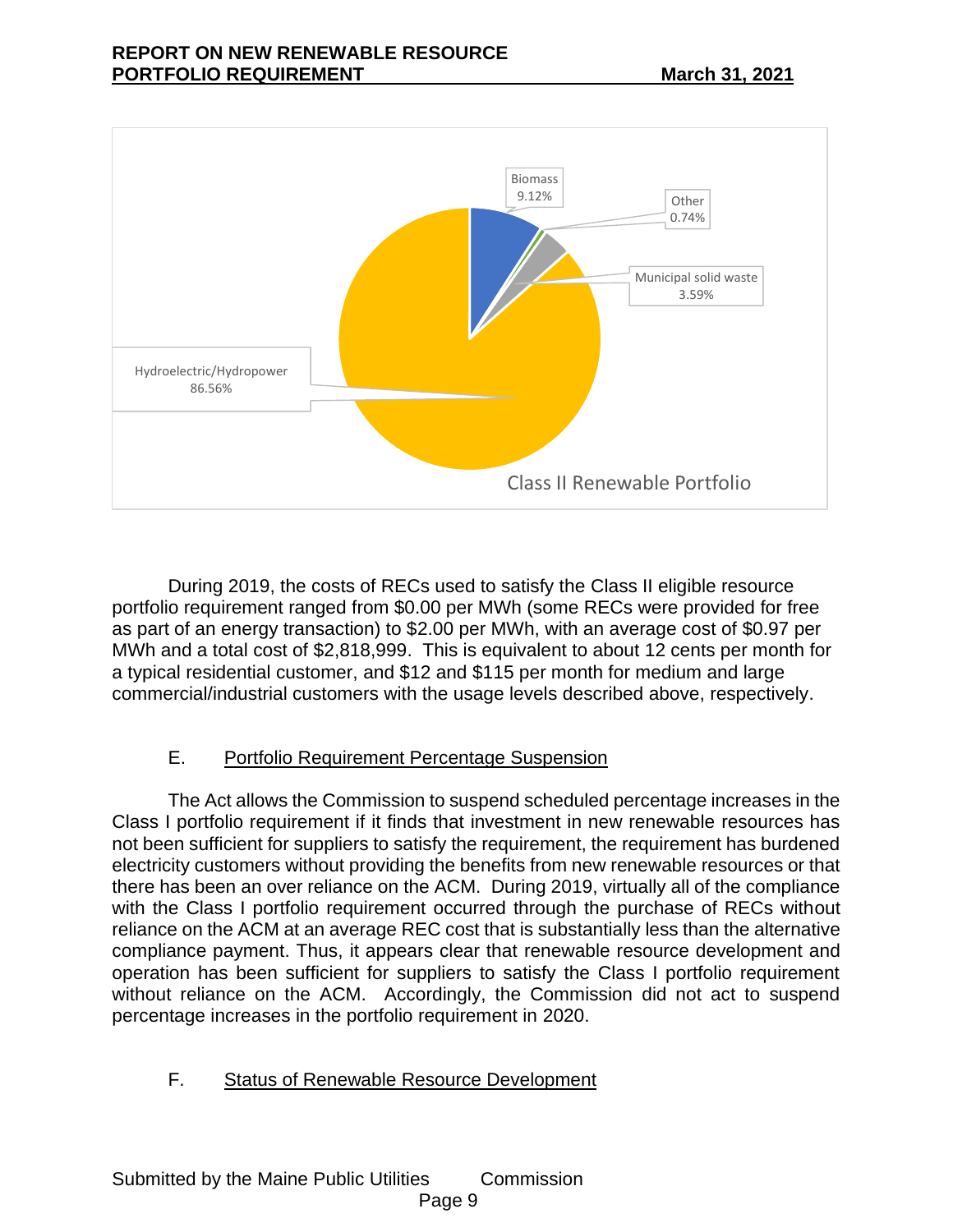Class II Renewable Portfolio

- Biomass 9.12%
- Other 0.74%
- Municipal solid waste 3.59%
- Hydroelectric/Hydropower 86.56%

During 2019, the costs of RECs used to satisfy the Class II eligible resource portfolio requirement ranged from $0.00 per MWh (some RECs were provided for free as part of an energy transaction) to $2.00 per MWh, with an average cost of $0.97 per MWh and a total cost of $2,818,999. This is equivalent to about 12 cents per month for a typical residential customer, and $12 and $115 per month for medium and large commercial/industrial customers with the usage levels described above, respectively.

## E. Portfolio Requirement Percentage Suspension

The Act allows the Commission to suspend scheduled percentage increases in the Class I portfolio requirement if it finds that investment in new renewable resources has not been sufficient for suppliers to satisfy the requirement, the requirement has burdened electricity customers without providing the benefits from new renewable resources or that there has been an over reliance on the ACM. During 2019, virtually all of the compliance with the Class I portfolio requirement occurred through the purchase of RECs without reliance on the ACM at an average REC cost that is substantially less than the alternative compliance payment. Thus, it appears clear that renewable resource development and operation has been sufficient for suppliers to satisfy the Class I portfolio requirement without reliance on the ACM. Accordingly, the Commission did not act to suspend percentage increases in the portfolio requirement in 2020.

## F. Status of Renewable Resource Development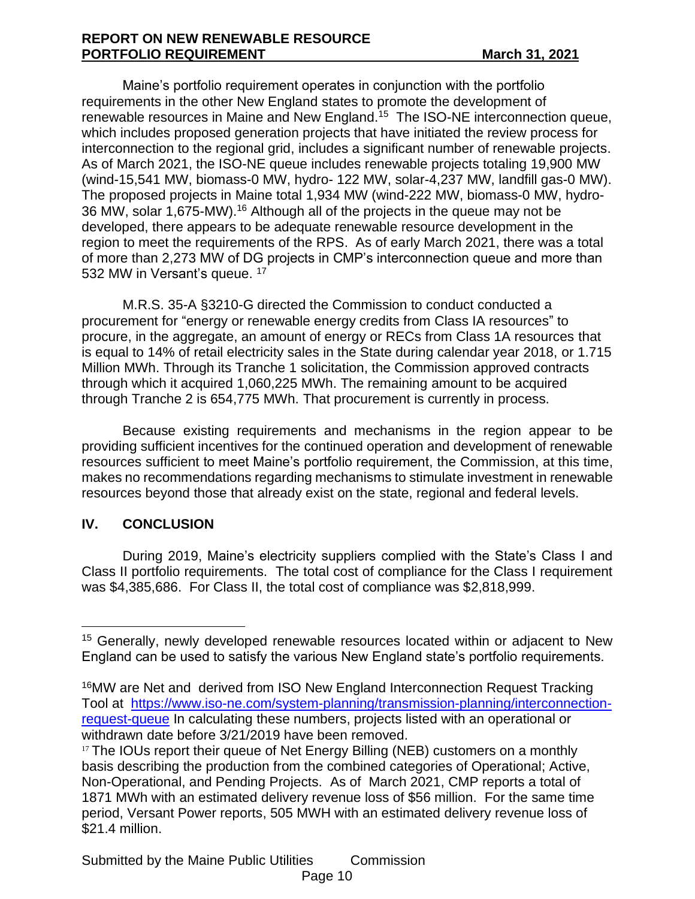Maine's portfolio requirement operates in conjunction with the portfolio requirements in the other New England states to promote the development of renewable resources in Maine and New England.[15] The ISO-NE interconnection queue, which includes proposed generation projects that have initiated the review process for interconnection to the regional grid, includes a significant number of renewable projects. As of March 2021, the ISO-NE queue includes renewable projects totaling 19,900 MW (wind-15,541 MW, biomass-0 MW, hydro- 122 MW, solar-4,237 MW, landfill gas-0 MW). The proposed projects in Maine total 1,934 MW (wind-222 MW, biomass-0 MW, hydro-36 MW, solar 1,675-MW).[16] Although all of the projects in the queue may not be developed, there appears to be adequate renewable resource development in the region to meet the requirements of the RPS. As of early March 2021, there was a total of more than 2,273 MW of DG projects in CMP's interconnection queue and more than 532 MW in Versant's queue. [17]

M.R.S. 35-A §3210-G directed the Commission to conduct conducted a procurement for "energy or renewable energy credits from Class IA resources" to procure, in the aggregate, an amount of energy or RECs from Class 1A resources that is equal to 14% of retail electricity sales in the State during calendar year 2018, or 1.715 Million MWh. Through its Tranche 1 solicitation, the Commission approved contracts through which it acquired 1,060,225 MWh. The remaining amount to be acquired through Tranche 2 is 654,775 MWh. That procurement is currently in process.

Because existing requirements and mechanisms in the region appear to be providing sufficient incentives for the continued operation and development of renewable resources sufficient to meet Maine's portfolio requirement, the Commission, at this time, makes no recommendations regarding mechanisms to stimulate investment in renewable resources beyond those that already exist on the state, regional and federal levels.

## IV. CONCLUSION

During 2019, Maine's electricity suppliers complied with the State's Class I and Class II portfolio requirements. The total cost of compliance for the Class I requirement was $4,385,686. For Class II, the total cost of compliance was $2,818,999.

---

[15] Generally, newly developed renewable resources located within or adjacent to New England can be used to satisfy the various New England state's portfolio requirements.

[16] MW are Net and derived from ISO New England Interconnection Request Tracking Tool at [https://www.iso-ne.com/system-planning/transmission-planning/interconnection-request-queue](https://www.iso-ne.com/system-planning/transmission-planning/interconnection-request-queue) In calculating these numbers, projects listed with an operational or withdrawn date before 3/21/2019 have been removed.

[17] The IOUs report their queue of Net Energy Billing (NEB) customers on a monthly basis describing the production from the combined categories of Operational; Active, Non-Operational, and Pending Projects. As of March 2021, CMP reports a total of 1871 MWh with an estimated delivery revenue loss of $56 million. For the same time period, Versant Power reports, 505 MWH with an estimated delivery revenue loss of $21.4 million.